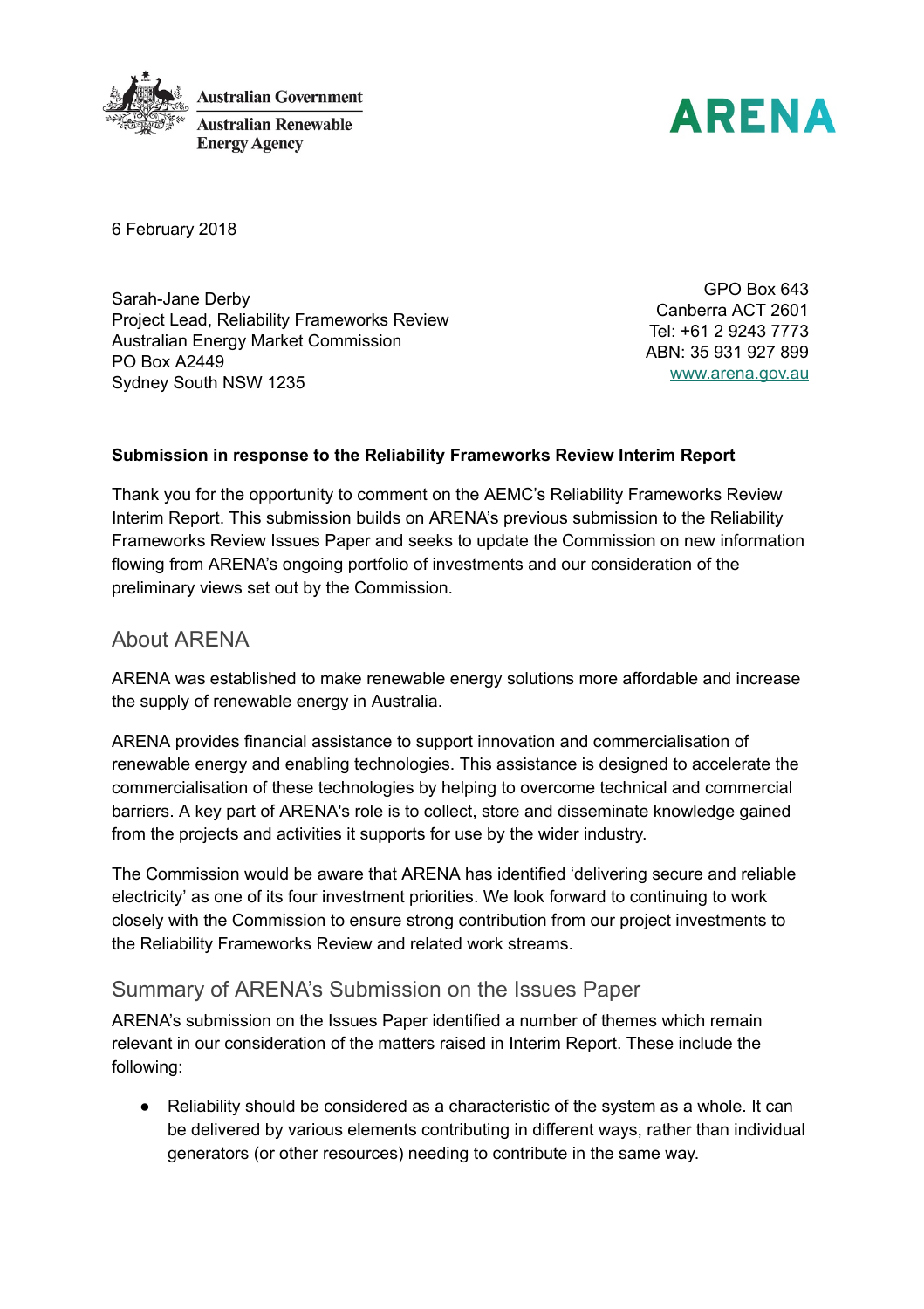Australian Government
Australian Renewable Energy Agency

ARENA

6 February 2018

Sarah-Jane Derby
Project Lead, Reliability Frameworks Review
Australian Energy Market Commission
PO Box A2449
Sydney South NSW 1235

GPO Box 643
Canberra ACT 2601
Tel: +61 2 9243 7773
ABN: 35 931 927 899
www.arena.gov.au

**Submission in response to the Reliability Frameworks Review Interim Report**

Thank you for the opportunity to comment on the AEMC's Reliability Frameworks Review Interim Report. This submission builds on ARENA's previous submission to the Reliability Frameworks Review Issues Paper and seeks to update the Commission on new information flowing from ARENA's ongoing portfolio of investments and our consideration of the preliminary views set out by the Commission.

## About ARENA

ARENA was established to make renewable energy solutions more affordable and increase the supply of renewable energy in Australia.

ARENA provides financial assistance to support innovation and commercialisation of renewable energy and enabling technologies. This assistance is designed to accelerate the commercialisation of these technologies by helping to overcome technical and commercial barriers. A key part of ARENA's role is to collect, store and disseminate knowledge gained from the projects and activities it supports for use by the wider industry.

The Commission would be aware that ARENA has identified 'delivering secure and reliable electricity' as one of its four investment priorities. We look forward to continuing to work closely with the Commission to ensure strong contribution from our project investments to the Reliability Frameworks Review and related work streams.

## Summary of ARENA's Submission on the Issues Paper

ARENA's submission on the Issues Paper identified a number of themes which remain relevant in our consideration of the matters raised in Interim Report. These include the following:

- Reliability should be considered as a characteristic of the system as a whole. It can be delivered by various elements contributing in different ways, rather than individual generators (or other resources) needing to contribute in the same way.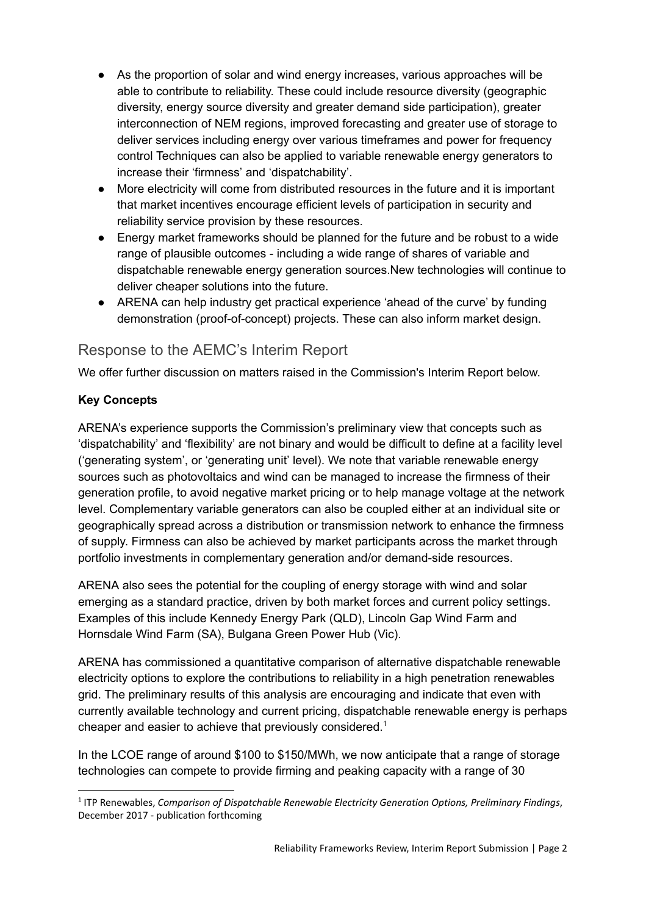- As the proportion of solar and wind energy increases, various approaches will be able to contribute to reliability. These could include resource diversity (geographic diversity, energy source diversity and greater demand side participation), greater interconnection of NEM regions, improved forecasting and greater use of storage to deliver services including energy over various timeframes and power for frequency control Techniques can also be applied to variable renewable energy generators to increase their 'firmness' and 'dispatchability'.
- More electricity will come from distributed resources in the future and it is important that market incentives encourage efficient levels of participation in security and reliability service provision by these resources.
- Energy market frameworks should be planned for the future and be robust to a wide range of plausible outcomes - including a wide range of shares of variable and dispatchable renewable energy generation sources.New technologies will continue to deliver cheaper solutions into the future.
- ARENA can help industry get practical experience 'ahead of the curve' by funding demonstration (proof-of-concept) projects. These can also inform market design.

## Response to the AEMC's Interim Report

We offer further discussion on matters raised in the Commission's Interim Report below.

**Key Concepts**

ARENA's experience supports the Commission's preliminary view that concepts such as 'dispatchability' and 'flexibility' are not binary and would be difficult to define at a facility level ('generating system', or 'generating unit' level). We note that variable renewable energy sources such as photovoltaics and wind can be managed to increase the firmness of their generation profile, to avoid negative market pricing or to help manage voltage at the network level. Complementary variable generators can also be coupled either at an individual site or geographically spread across a distribution or transmission network to enhance the firmness of supply. Firmness can also be achieved by market participants across the market through portfolio investments in complementary generation and/or demand-side resources.

ARENA also sees the potential for the coupling of energy storage with wind and solar emerging as a standard practice, driven by both market forces and current policy settings. Examples of this include Kennedy Energy Park (QLD), Lincoln Gap Wind Farm and Hornsdale Wind Farm (SA), Bulgana Green Power Hub (Vic).

ARENA has commissioned a quantitative comparison of alternative dispatchable renewable electricity options to explore the contributions to reliability in a high penetration renewables grid. The preliminary results of this analysis are encouraging and indicate that even with currently available technology and current pricing, dispatchable renewable energy is perhaps cheaper and easier to achieve that previously considered.[1]

In the LCOE range of around $100 to $150/MWh, we now anticipate that a range of storage technologies can compete to provide firming and peaking capacity with a range of 30

[1] ITP Renewables, *Comparison of Dispatchable Renewable Electricity Generation Options, Preliminary Findings*, December 2017 - publication forthcoming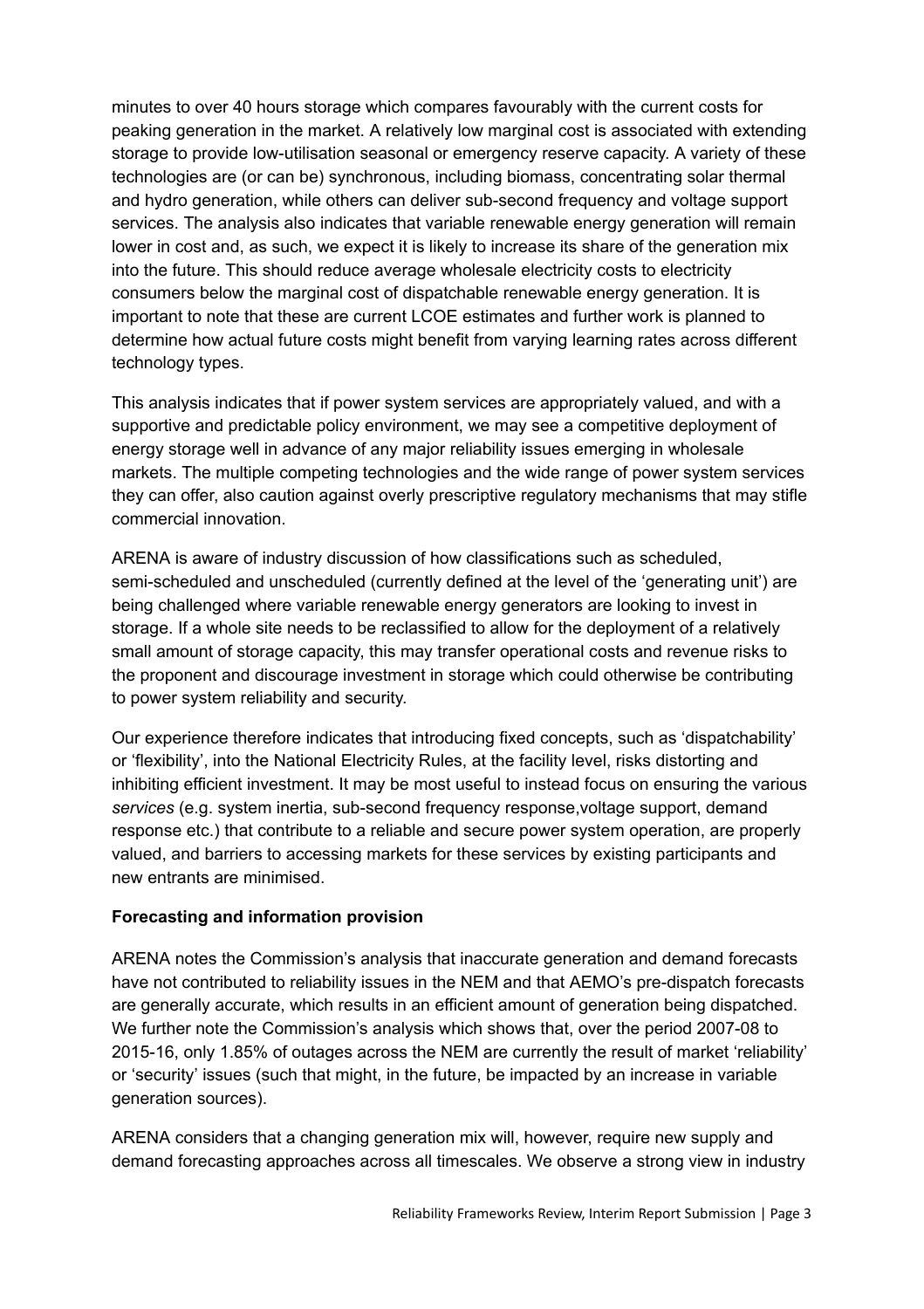minutes to over 40 hours storage which compares favourably with the current costs for peaking generation in the market. A relatively low marginal cost is associated with extending storage to provide low-utilisation seasonal or emergency reserve capacity. A variety of these technologies are (or can be) synchronous, including biomass, concentrating solar thermal and hydro generation, while others can deliver sub-second frequency and voltage support services. The analysis also indicates that variable renewable energy generation will remain lower in cost and, as such, we expect it is likely to increase its share of the generation mix into the future. This should reduce average wholesale electricity costs to electricity consumers below the marginal cost of dispatchable renewable energy generation. It is important to note that these are current LCOE estimates and further work is planned to determine how actual future costs might benefit from varying learning rates across different technology types.

This analysis indicates that if power system services are appropriately valued, and with a supportive and predictable policy environment, we may see a competitive deployment of energy storage well in advance of any major reliability issues emerging in wholesale markets. The multiple competing technologies and the wide range of power system services they can offer, also caution against overly prescriptive regulatory mechanisms that may stifle commercial innovation.

ARENA is aware of industry discussion of how classifications such as scheduled, semi-scheduled and unscheduled (currently defined at the level of the 'generating unit') are being challenged where variable renewable energy generators are looking to invest in storage. If a whole site needs to be reclassified to allow for the deployment of a relatively small amount of storage capacity, this may transfer operational costs and revenue risks to the proponent and discourage investment in storage which could otherwise be contributing to power system reliability and security.

Our experience therefore indicates that introducing fixed concepts, such as 'dispatchability' or 'flexibility', into the National Electricity Rules, at the facility level, risks distorting and inhibiting efficient investment. It may be most useful to instead focus on ensuring the various *services* (e.g. system inertia, sub-second frequency response,voltage support, demand response etc.) that contribute to a reliable and secure power system operation, are properly valued, and barriers to accessing markets for these services by existing participants and new entrants are minimised.

**Forecasting and information provision**

ARENA notes the Commission's analysis that inaccurate generation and demand forecasts have not contributed to reliability issues in the NEM and that AEMO's pre-dispatch forecasts are generally accurate, which results in an efficient amount of generation being dispatched. We further note the Commission's analysis which shows that, over the period 2007-08 to 2015-16, only 1.85% of outages across the NEM are currently the result of market 'reliability' or 'security' issues (such that might, in the future, be impacted by an increase in variable generation sources).

ARENA considers that a changing generation mix will, however, require new supply and demand forecasting approaches across all timescales. We observe a strong view in industry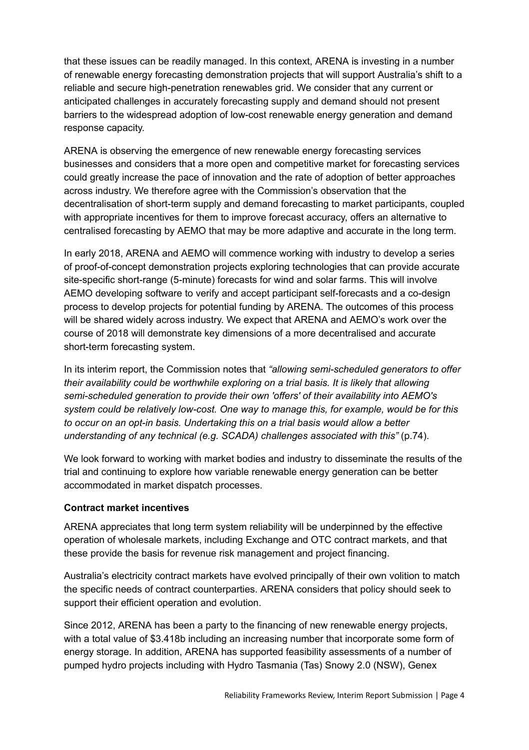that these issues can be readily managed. In this context, ARENA is investing in a number of renewable energy forecasting demonstration projects that will support Australia's shift to a reliable and secure high-penetration renewables grid. We consider that any current or anticipated challenges in accurately forecasting supply and demand should not present barriers to the widespread adoption of low-cost renewable energy generation and demand response capacity.

ARENA is observing the emergence of new renewable energy forecasting services businesses and considers that a more open and competitive market for forecasting services could greatly increase the pace of innovation and the rate of adoption of better approaches across industry. We therefore agree with the Commission's observation that the decentralisation of short-term supply and demand forecasting to market participants, coupled with appropriate incentives for them to improve forecast accuracy, offers an alternative to centralised forecasting by AEMO that may be more adaptive and accurate in the long term.

In early 2018, ARENA and AEMO will commence working with industry to develop a series of proof-of-concept demonstration projects exploring technologies that can provide accurate site-specific short-range (5-minute) forecasts for wind and solar farms. This will involve AEMO developing software to verify and accept participant self-forecasts and a co-design process to develop projects for potential funding by ARENA. The outcomes of this process will be shared widely across industry. We expect that ARENA and AEMO's work over the course of 2018 will demonstrate key dimensions of a more decentralised and accurate short-term forecasting system.

In its interim report, the Commission notes that *"allowing semi-scheduled generators to offer their availability could be worthwhile exploring on a trial basis. It is likely that allowing semi-scheduled generation to provide their own 'offers' of their availability into AEMO's system could be relatively low-cost. One way to manage this, for example, would be for this to occur on an opt-in basis. Undertaking this on a trial basis would allow a better understanding of any technical (e.g. SCADA) challenges associated with this"* (p.74).

We look forward to working with market bodies and industry to disseminate the results of the trial and continuing to explore how variable renewable energy generation can be better accommodated in market dispatch processes.

**Contract market incentives**

ARENA appreciates that long term system reliability will be underpinned by the effective operation of wholesale markets, including Exchange and OTC contract markets, and that these provide the basis for revenue risk management and project financing.

Australia's electricity contract markets have evolved principally of their own volition to match the specific needs of contract counterparties. ARENA considers that policy should seek to support their efficient operation and evolution.

Since 2012, ARENA has been a party to the financing of new renewable energy projects, with a total value of $3.418b including an increasing number that incorporate some form of energy storage. In addition, ARENA has supported feasibility assessments of a number of pumped hydro projects including with Hydro Tasmania (Tas) Snowy 2.0 (NSW), Genex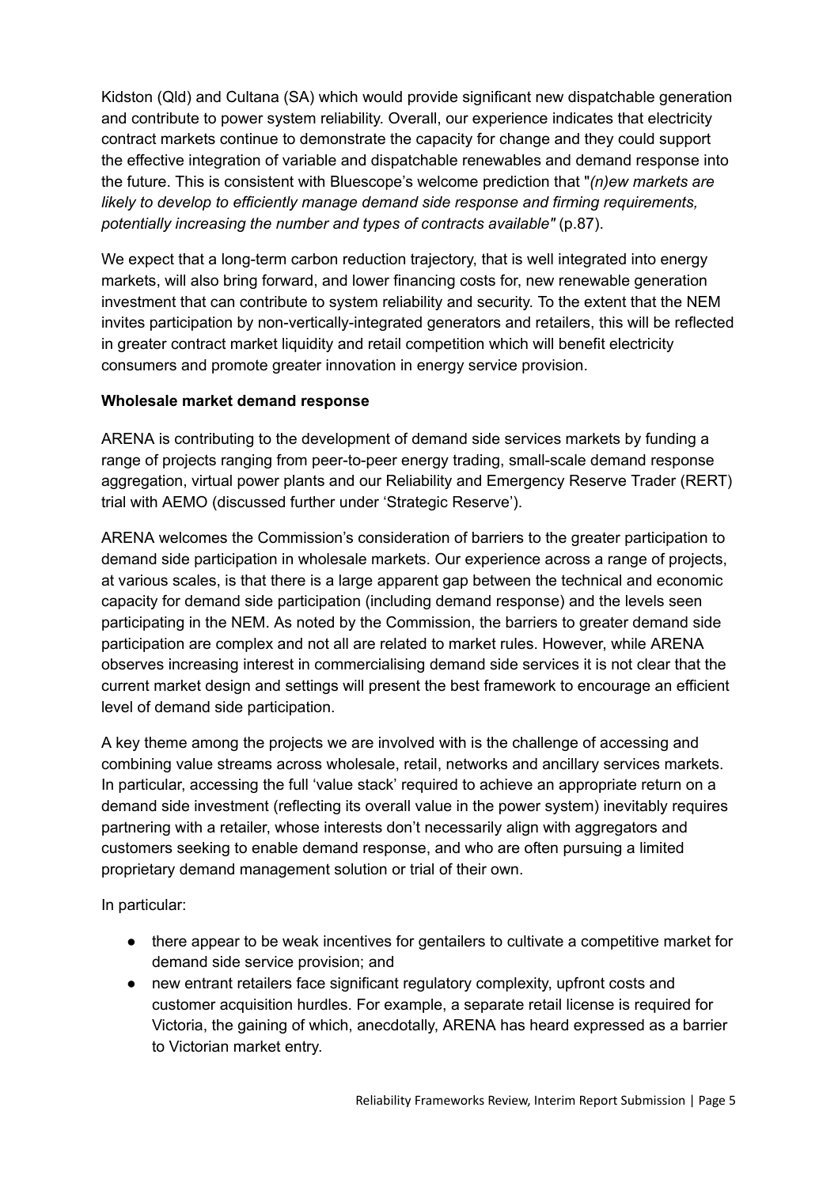Kidston (Qld) and Cultana (SA) which would provide significant new dispatchable generation and contribute to power system reliability. Overall, our experience indicates that electricity contract markets continue to demonstrate the capacity for change and they could support the effective integration of variable and dispatchable renewables and demand response into the future. This is consistent with Bluescope's welcome prediction that "*(n)ew markets are likely to develop to efficiently manage demand side response and firming requirements, potentially increasing the number and types of contracts available"* (p.87).

We expect that a long-term carbon reduction trajectory, that is well integrated into energy markets, will also bring forward, and lower financing costs for, new renewable generation investment that can contribute to system reliability and security. To the extent that the NEM invites participation by non-vertically-integrated generators and retailers, this will be reflected in greater contract market liquidity and retail competition which will benefit electricity consumers and promote greater innovation in energy service provision.

**Wholesale market demand response**

ARENA is contributing to the development of demand side services markets by funding a range of projects ranging from peer-to-peer energy trading, small-scale demand response aggregation, virtual power plants and our Reliability and Emergency Reserve Trader (RERT) trial with AEMO (discussed further under 'Strategic Reserve').

ARENA welcomes the Commission's consideration of barriers to the greater participation to demand side participation in wholesale markets. Our experience across a range of projects, at various scales, is that there is a large apparent gap between the technical and economic capacity for demand side participation (including demand response) and the levels seen participating in the NEM. As noted by the Commission, the barriers to greater demand side participation are complex and not all are related to market rules. However, while ARENA observes increasing interest in commercialising demand side services it is not clear that the current market design and settings will present the best framework to encourage an efficient level of demand side participation.

A key theme among the projects we are involved with is the challenge of accessing and combining value streams across wholesale, retail, networks and ancillary services markets. In particular, accessing the full 'value stack' required to achieve an appropriate return on a demand side investment (reflecting its overall value in the power system) inevitably requires partnering with a retailer, whose interests don't necessarily align with aggregators and customers seeking to enable demand response, and who are often pursuing a limited proprietary demand management solution or trial of their own.

In particular:

- there appear to be weak incentives for gentailers to cultivate a competitive market for demand side service provision; and
- new entrant retailers face significant regulatory complexity, upfront costs and customer acquisition hurdles. For example, a separate retail license is required for Victoria, the gaining of which, anecdotally, ARENA has heard expressed as a barrier to Victorian market entry.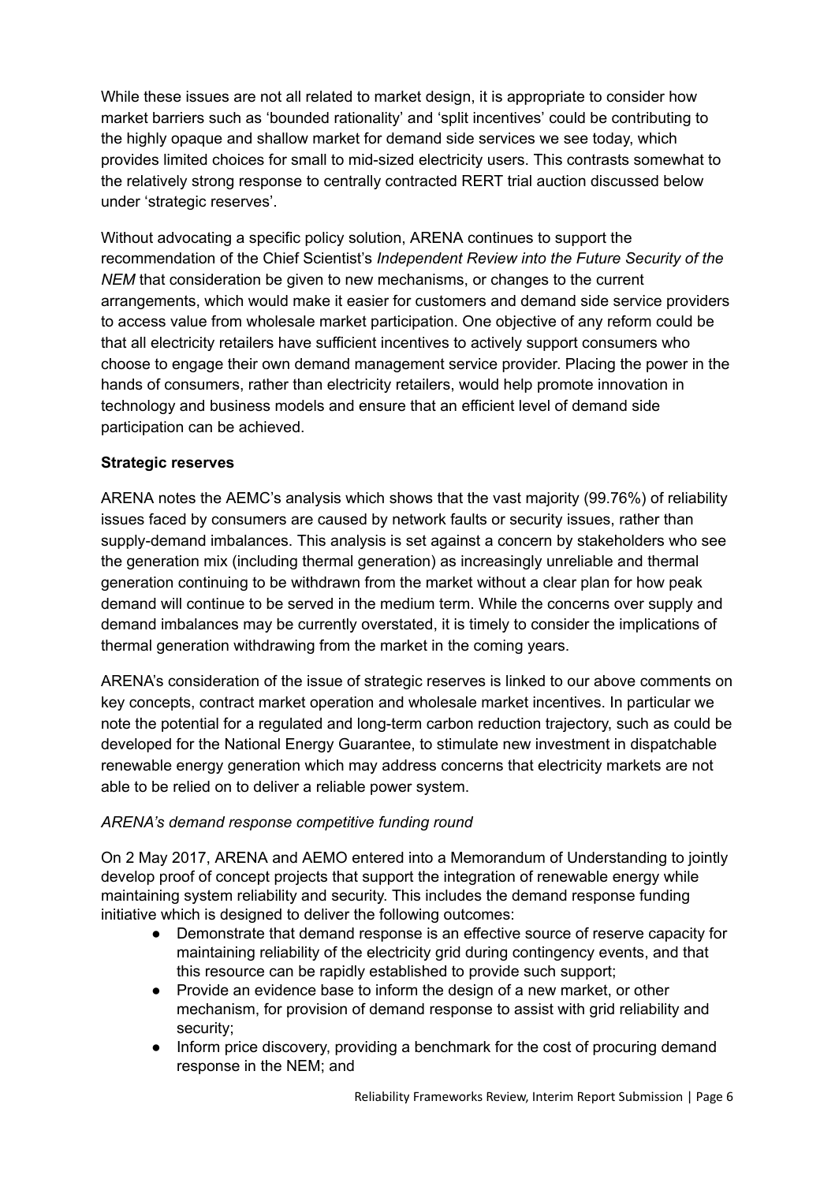While these issues are not all related to market design, it is appropriate to consider how market barriers such as 'bounded rationality' and 'split incentives' could be contributing to the highly opaque and shallow market for demand side services we see today, which provides limited choices for small to mid-sized electricity users. This contrasts somewhat to the relatively strong response to centrally contracted RERT trial auction discussed below under 'strategic reserves'.

Without advocating a specific policy solution, ARENA continues to support the recommendation of the Chief Scientist's *Independent Review into the Future Security of the NEM* that consideration be given to new mechanisms, or changes to the current arrangements, which would make it easier for customers and demand side service providers to access value from wholesale market participation. One objective of any reform could be that all electricity retailers have sufficient incentives to actively support consumers who choose to engage their own demand management service provider. Placing the power in the hands of consumers, rather than electricity retailers, would help promote innovation in technology and business models and ensure that an efficient level of demand side participation can be achieved.

**Strategic reserves**

ARENA notes the AEMC's analysis which shows that the vast majority (99.76%) of reliability issues faced by consumers are caused by network faults or security issues, rather than supply-demand imbalances. This analysis is set against a concern by stakeholders who see the generation mix (including thermal generation) as increasingly unreliable and thermal generation continuing to be withdrawn from the market without a clear plan for how peak demand will continue to be served in the medium term. While the concerns over supply and demand imbalances may be currently overstated, it is timely to consider the implications of thermal generation withdrawing from the market in the coming years.

ARENA's consideration of the issue of strategic reserves is linked to our above comments on key concepts, contract market operation and wholesale market incentives. In particular we note the potential for a regulated and long-term carbon reduction trajectory, such as could be developed for the National Energy Guarantee, to stimulate new investment in dispatchable renewable energy generation which may address concerns that electricity markets are not able to be relied on to deliver a reliable power system.

*ARENA's demand response competitive funding round*

On 2 May 2017, ARENA and AEMO entered into a Memorandum of Understanding to jointly develop proof of concept projects that support the integration of renewable energy while maintaining system reliability and security. This includes the demand response funding initiative which is designed to deliver the following outcomes:

- Demonstrate that demand response is an effective source of reserve capacity for maintaining reliability of the electricity grid during contingency events, and that this resource can be rapidly established to provide such support;
- Provide an evidence base to inform the design of a new market, or other mechanism, for provision of demand response to assist with grid reliability and security;
- Inform price discovery, providing a benchmark for the cost of procuring demand response in the NEM; and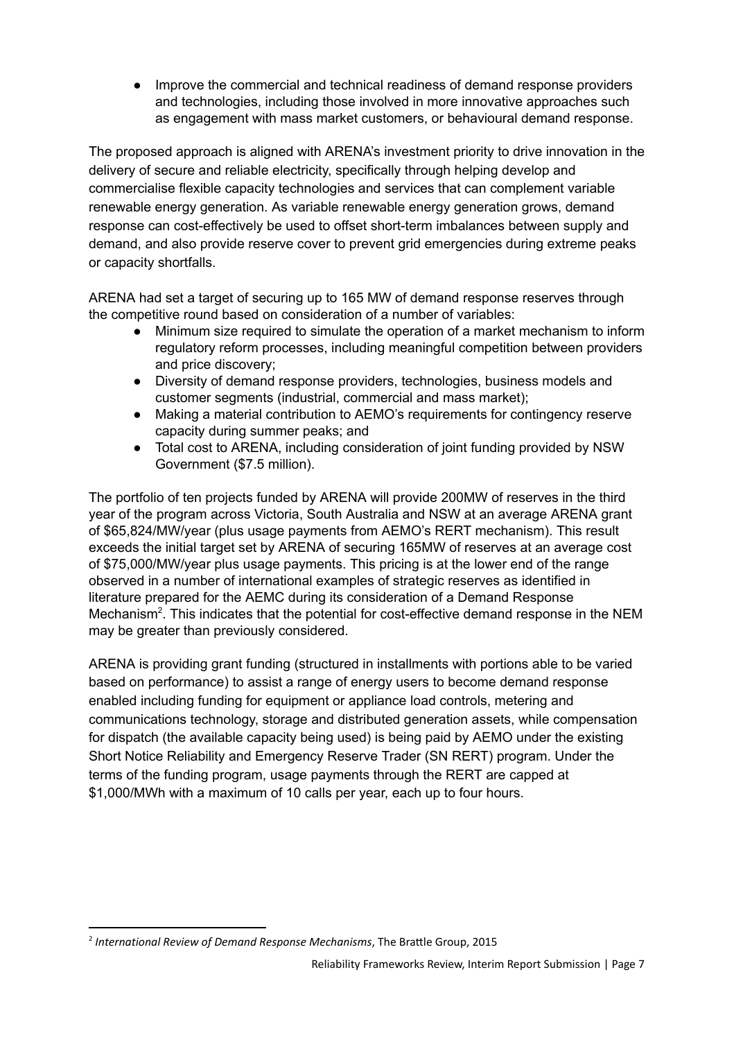- Improve the commercial and technical readiness of demand response providers and technologies, including those involved in more innovative approaches such as engagement with mass market customers, or behavioural demand response.

The proposed approach is aligned with ARENA's investment priority to drive innovation in the delivery of secure and reliable electricity, specifically through helping develop and commercialise flexible capacity technologies and services that can complement variable renewable energy generation. As variable renewable energy generation grows, demand response can cost-effectively be used to offset short-term imbalances between supply and demand, and also provide reserve cover to prevent grid emergencies during extreme peaks or capacity shortfalls.

ARENA had set a target of securing up to 165 MW of demand response reserves through the competitive round based on consideration of a number of variables:

- Minimum size required to simulate the operation of a market mechanism to inform regulatory reform processes, including meaningful competition between providers and price discovery;
- Diversity of demand response providers, technologies, business models and customer segments (industrial, commercial and mass market);
- Making a material contribution to AEMO's requirements for contingency reserve capacity during summer peaks; and
- Total cost to ARENA, including consideration of joint funding provided by NSW Government ($7.5 million).

The portfolio of ten projects funded by ARENA will provide 200MW of reserves in the third year of the program across Victoria, South Australia and NSW at an average ARENA grant of $65,824/MW/year (plus usage payments from AEMO's RERT mechanism). This result exceeds the initial target set by ARENA of securing 165MW of reserves at an average cost of $75,000/MW/year plus usage payments. This pricing is at the lower end of the range observed in a number of international examples of strategic reserves as identified in literature prepared for the AEMC during its consideration of a Demand Response Mechanism[2]. This indicates that the potential for cost-effective demand response in the NEM may be greater than previously considered.

ARENA is providing grant funding (structured in installments with portions able to be varied based on performance) to assist a range of energy users to become demand response enabled including funding for equipment or appliance load controls, metering and communications technology, storage and distributed generation assets, while compensation for dispatch (the available capacity being used) is being paid by AEMO under the existing Short Notice Reliability and Emergency Reserve Trader (SN RERT) program. Under the terms of the funding program, usage payments through the RERT are capped at $1,000/MWh with a maximum of 10 calls per year, each up to four hours.

[2] *International Review of Demand Response Mechanisms*, The Brattle Group, 2015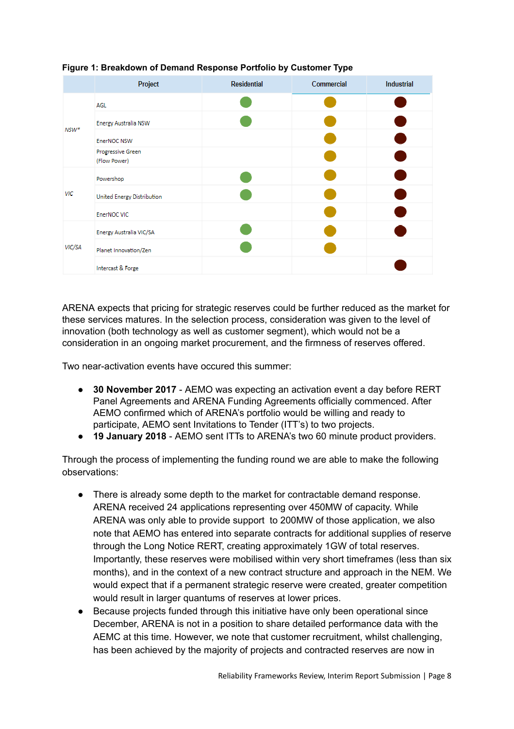**Figure 1: Breakdown of Demand Response Portfolio by Customer Type**

| | Project | Residential | Commercial | Industrial |
|---|---|---|---|---|
| NSW* | AGL | ● | ● | ● |
| | Energy Australia NSW | ● | ● | ● |
| | EnerNOC NSW | | ● | ● |
| | Progressive Green (Flow Power) | | ● | ● |
| VIC | Powershop | ● | ● | ● |
| | United Energy Distribution | ● | ● | ● |
| | EnerNOC VIC | | ● | ● |
| VIC/SA | Energy Australia VIC/SA | ● | ● | ● |
| | Planet Innovation/Zen | ● | ● | |
| | Intercast & Forge | | | ● |

ARENA expects that pricing for strategic reserves could be further reduced as the market for these services matures. In the selection process, consideration was given to the level of innovation (both technology as well as customer segment), which would not be a consideration in an ongoing market procurement, and the firmness of reserves offered.

Two near-activation events have occured this summer:

- **30 November 2017** - AEMO was expecting an activation event a day before RERT Panel Agreements and ARENA Funding Agreements officially commenced. After AEMO confirmed which of ARENA's portfolio would be willing and ready to participate, AEMO sent Invitations to Tender (ITT's) to two projects.
- **19 January 2018** - AEMO sent ITTs to ARENA's two 60 minute product providers.

Through the process of implementing the funding round we are able to make the following observations:

- There is already some depth to the market for contractable demand response. ARENA received 24 applications representing over 450MW of capacity. While ARENA was only able to provide support to 200MW of those application, we also note that AEMO has entered into separate contracts for additional supplies of reserve through the Long Notice RERT, creating approximately 1GW of total reserves. Importantly, these reserves were mobilised within very short timeframes (less than six months), and in the context of a new contract structure and approach in the NEM. We would expect that if a permanent strategic reserve were created, greater competition would result in larger quantums of reserves at lower prices.
- Because projects funded through this initiative have only been operational since December, ARENA is not in a position to share detailed performance data with the AEMC at this time. However, we note that customer recruitment, whilst challenging, has been achieved by the majority of projects and contracted reserves are now in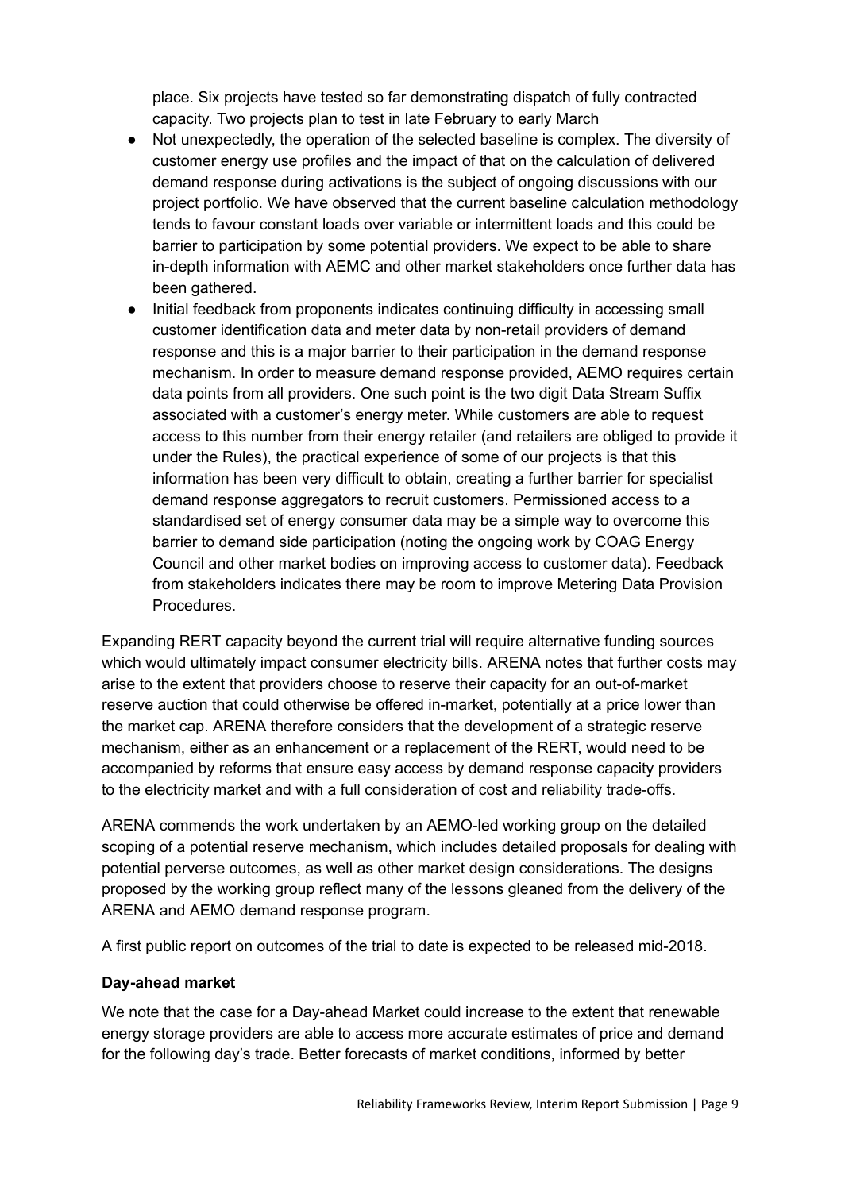place. Six projects have tested so far demonstrating dispatch of fully contracted capacity. Two projects plan to test in late February to early March

- Not unexpectedly, the operation of the selected baseline is complex. The diversity of customer energy use profiles and the impact of that on the calculation of delivered demand response during activations is the subject of ongoing discussions with our project portfolio. We have observed that the current baseline calculation methodology tends to favour constant loads over variable or intermittent loads and this could be barrier to participation by some potential providers. We expect to be able to share in-depth information with AEMC and other market stakeholders once further data has been gathered.
- Initial feedback from proponents indicates continuing difficulty in accessing small customer identification data and meter data by non-retail providers of demand response and this is a major barrier to their participation in the demand response mechanism. In order to measure demand response provided, AEMO requires certain data points from all providers. One such point is the two digit Data Stream Suffix associated with a customer's energy meter. While customers are able to request access to this number from their energy retailer (and retailers are obliged to provide it under the Rules), the practical experience of some of our projects is that this information has been very difficult to obtain, creating a further barrier for specialist demand response aggregators to recruit customers. Permissioned access to a standardised set of energy consumer data may be a simple way to overcome this barrier to demand side participation (noting the ongoing work by COAG Energy Council and other market bodies on improving access to customer data). Feedback from stakeholders indicates there may be room to improve Metering Data Provision Procedures.

Expanding RERT capacity beyond the current trial will require alternative funding sources which would ultimately impact consumer electricity bills. ARENA notes that further costs may arise to the extent that providers choose to reserve their capacity for an out-of-market reserve auction that could otherwise be offered in-market, potentially at a price lower than the market cap. ARENA therefore considers that the development of a strategic reserve mechanism, either as an enhancement or a replacement of the RERT, would need to be accompanied by reforms that ensure easy access by demand response capacity providers to the electricity market and with a full consideration of cost and reliability trade-offs.

ARENA commends the work undertaken by an AEMO-led working group on the detailed scoping of a potential reserve mechanism, which includes detailed proposals for dealing with potential perverse outcomes, as well as other market design considerations. The designs proposed by the working group reflect many of the lessons gleaned from the delivery of the ARENA and AEMO demand response program.

A first public report on outcomes of the trial to date is expected to be released mid-2018.

**Day-ahead market**

We note that the case for a Day-ahead Market could increase to the extent that renewable energy storage providers are able to access more accurate estimates of price and demand for the following day's trade. Better forecasts of market conditions, informed by better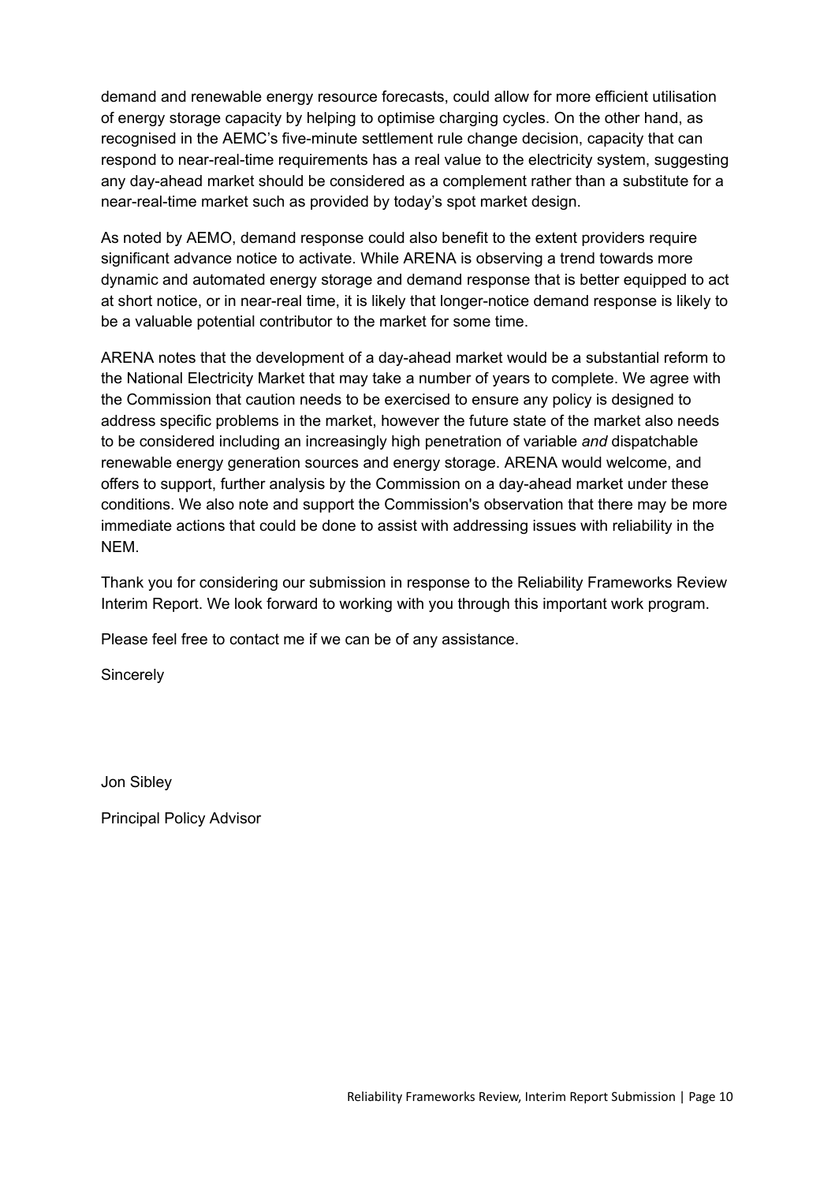demand and renewable energy resource forecasts, could allow for more efficient utilisation of energy storage capacity by helping to optimise charging cycles. On the other hand, as recognised in the AEMC's five-minute settlement rule change decision, capacity that can respond to near-real-time requirements has a real value to the electricity system, suggesting any day-ahead market should be considered as a complement rather than a substitute for a near-real-time market such as provided by today's spot market design.

As noted by AEMO, demand response could also benefit to the extent providers require significant advance notice to activate. While ARENA is observing a trend towards more dynamic and automated energy storage and demand response that is better equipped to act at short notice, or in near-real time, it is likely that longer-notice demand response is likely to be a valuable potential contributor to the market for some time.

ARENA notes that the development of a day-ahead market would be a substantial reform to the National Electricity Market that may take a number of years to complete. We agree with the Commission that caution needs to be exercised to ensure any policy is designed to address specific problems in the market, however the future state of the market also needs to be considered including an increasingly high penetration of variable *and* dispatchable renewable energy generation sources and energy storage. ARENA would welcome, and offers to support, further analysis by the Commission on a day-ahead market under these conditions. We also note and support the Commission's observation that there may be more immediate actions that could be done to assist with addressing issues with reliability in the NEM.

Thank you for considering our submission in response to the Reliability Frameworks Review Interim Report. We look forward to working with you through this important work program.

Please feel free to contact me if we can be of any assistance.

Sincerely

Jon Sibley

Principal Policy Advisor